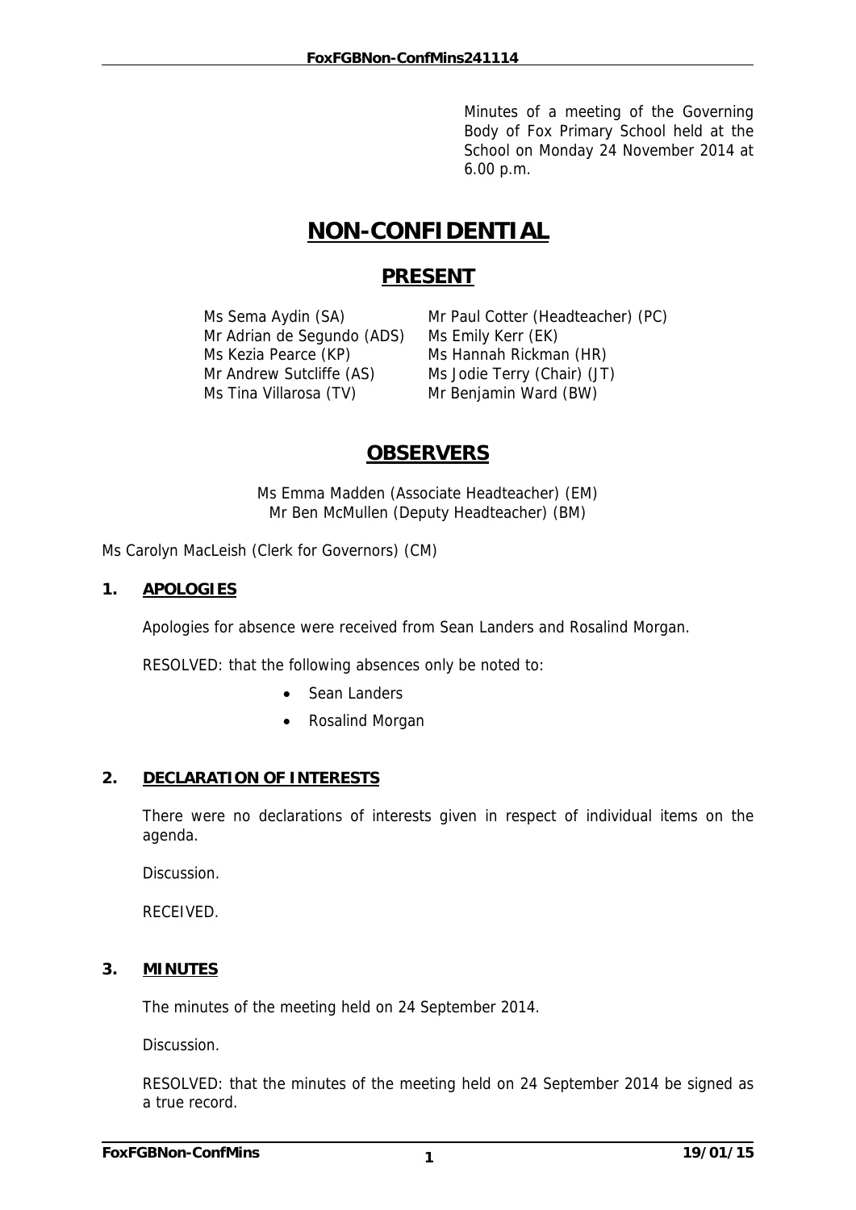Minutes of a meeting of the Governing Body of Fox Primary School held at the School on Monday 24 November 2014 at 6.00 p.m.

# NON-CONFIDENTIAL

## PRESENT

Ms Sema Aydin (SA)
Mr Paul Cotter (Headteacher) (PC)
Mr Adrian de Segundo (ADS)
Ms Emily Kerr (EK)
Ms Kezia Pearce (KP)
Ms Hannah Rickman (HR)
Mr Andrew Sutcliffe (AS)
Ms Jodie Terry (Chair) (JT)
Ms Tina Villarosa (TV)
Mr Benjamin Ward (BW)

## OBSERVERS

Ms Emma Madden (Associate Headteacher) (EM)
Mr Ben McMullen (Deputy Headteacher) (BM)

Ms Carolyn MacLeish (Clerk for Governors) (CM)

### 1. APOLOGIES

Apologies for absence were received from Sean Landers and Rosalind Morgan.

RESOLVED: that the following absences only be noted to:

- Sean Landers
- Rosalind Morgan

### 2. DECLARATION OF INTERESTS

There were no declarations of interests given in respect of individual items on the agenda.

Discussion.

RECEIVED.

### 3. MINUTES

The minutes of the meeting held on 24 September 2014.

Discussion.

RESOLVED: that the minutes of the meeting held on 24 September 2014 be signed as a true record.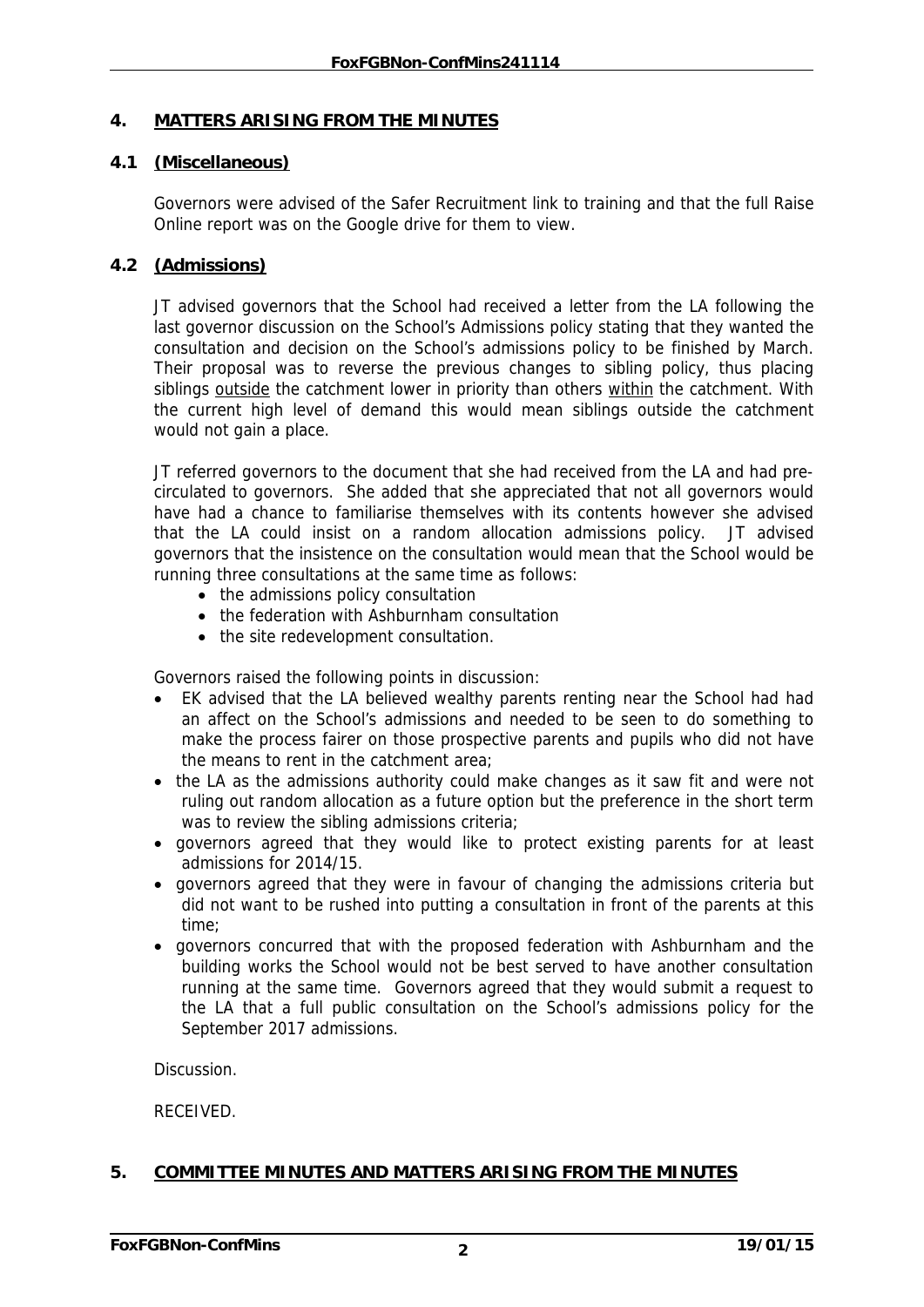## 4. MATTERS ARISING FROM THE MINUTES

### 4.1 (Miscellaneous)

Governors were advised of the Safer Recruitment link to training and that the full Raise Online report was on the Google drive for them to view.

### 4.2 (Admissions)

JT advised governors that the School had received a letter from the LA following the last governor discussion on the School's Admissions policy stating that they wanted the consultation and decision on the School's admissions policy to be finished by March. Their proposal was to reverse the previous changes to sibling policy, thus placing siblings outside the catchment lower in priority than others within the catchment. With the current high level of demand this would mean siblings outside the catchment would not gain a place.

JT referred governors to the document that she had received from the LA and had pre-circulated to governors. She added that she appreciated that not all governors would have had a chance to familiarise themselves with its contents however she advised that the LA could insist on a random allocation admissions policy. JT advised governors that the insistence on the consultation would mean that the School would be running three consultations at the same time as follows:

- the admissions policy consultation
- the federation with Ashburnham consultation
- the site redevelopment consultation.

Governors raised the following points in discussion:

- EK advised that the LA believed wealthy parents renting near the School had had an affect on the School's admissions and needed to be seen to do something to make the process fairer on those prospective parents and pupils who did not have the means to rent in the catchment area;
- the LA as the admissions authority could make changes as it saw fit and were not ruling out random allocation as a future option but the preference in the short term was to review the sibling admissions criteria;
- governors agreed that they would like to protect existing parents for at least admissions for 2014/15.
- governors agreed that they were in favour of changing the admissions criteria but did not want to be rushed into putting a consultation in front of the parents at this time;
- governors concurred that with the proposed federation with Ashburnham and the building works the School would not be best served to have another consultation running at the same time. Governors agreed that they would submit a request to the LA that a full public consultation on the School's admissions policy for the September 2017 admissions.

Discussion.

RECEIVED.

## 5. COMMITTEE MINUTES AND MATTERS ARISING FROM THE MINUTES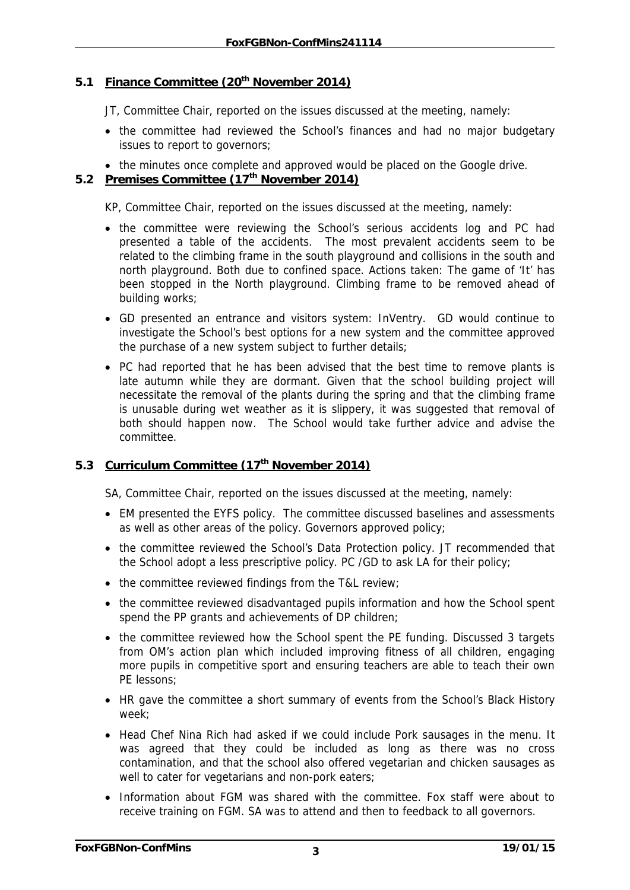## 5.1 Finance Committee (20th November 2014)

JT, Committee Chair, reported on the issues discussed at the meeting, namely:

- the committee had reviewed the School's finances and had no major budgetary issues to report to governors;
- the minutes once complete and approved would be placed on the Google drive.

## 5.2 Premises Committee (17th November 2014)

KP, Committee Chair, reported on the issues discussed at the meeting, namely:

- the committee were reviewing the School's serious accidents log and PC had presented a table of the accidents. The most prevalent accidents seem to be related to the climbing frame in the south playground and collisions in the south and north playground. Both due to confined space. Actions taken: The game of 'It' has been stopped in the North playground. Climbing frame to be removed ahead of building works;
- GD presented an entrance and visitors system: InVentry. GD would continue to investigate the School's best options for a new system and the committee approved the purchase of a new system subject to further details;
- PC had reported that he has been advised that the best time to remove plants is late autumn while they are dormant. Given that the school building project will necessitate the removal of the plants during the spring and that the climbing frame is unusable during wet weather as it is slippery, it was suggested that removal of both should happen now. The School would take further advice and advise the committee.

## 5.3 Curriculum Committee (17th November 2014)

SA, Committee Chair, reported on the issues discussed at the meeting, namely:

- EM presented the EYFS policy. The committee discussed baselines and assessments as well as other areas of the policy. Governors approved policy;
- the committee reviewed the School's Data Protection policy. JT recommended that the School adopt a less prescriptive policy. PC /GD to ask LA for their policy;
- the committee reviewed findings from the T&L review;
- the committee reviewed disadvantaged pupils information and how the School spent spend the PP grants and achievements of DP children;
- the committee reviewed how the School spent the PE funding. Discussed 3 targets from OM's action plan which included improving fitness of all children, engaging more pupils in competitive sport and ensuring teachers are able to teach their own PE lessons;
- HR gave the committee a short summary of events from the School's Black History week;
- Head Chef Nina Rich had asked if we could include Pork sausages in the menu. It was agreed that they could be included as long as there was no cross contamination, and that the school also offered vegetarian and chicken sausages as well to cater for vegetarians and non-pork eaters;
- Information about FGM was shared with the committee. Fox staff were about to receive training on FGM. SA was to attend and then to feedback to all governors.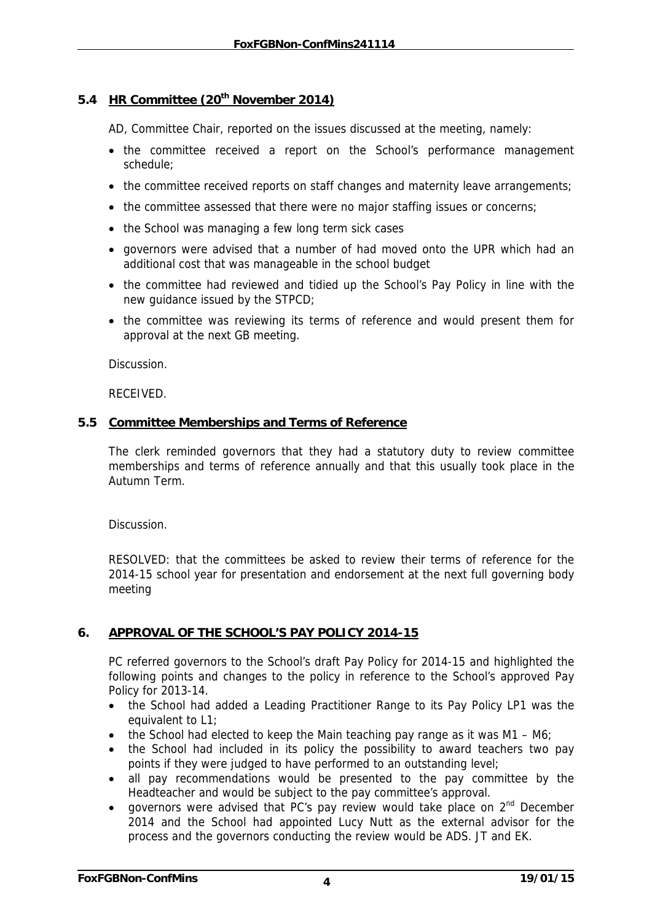### 5.4 HR Committee (20th November 2014)

AD, Committee Chair, reported on the issues discussed at the meeting, namely:

- the committee received a report on the School's performance management schedule;
- the committee received reports on staff changes and maternity leave arrangements;
- the committee assessed that there were no major staffing issues or concerns;
- the School was managing a few long term sick cases
- governors were advised that a number of had moved onto the UPR which had an additional cost that was manageable in the school budget
- the committee had reviewed and tidied up the School's Pay Policy in line with the new guidance issued by the STPCD;
- the committee was reviewing its terms of reference and would present them for approval at the next GB meeting.

Discussion.

RECEIVED.

### 5.5 Committee Memberships and Terms of Reference

The clerk reminded governors that they had a statutory duty to review committee memberships and terms of reference annually and that this usually took place in the Autumn Term.

Discussion.

RESOLVED: that the committees be asked to review their terms of reference for the 2014-15 school year for presentation and endorsement at the next full governing body meeting

## 6. APPROVAL OF THE SCHOOL'S PAY POLICY 2014-15

PC referred governors to the School's draft Pay Policy for 2014-15 and highlighted the following points and changes to the policy in reference to the School's approved Pay Policy for 2013-14.

- the School had added a Leading Practitioner Range to its Pay Policy LP1 was the equivalent to L1;
- the School had elected to keep the Main teaching pay range as it was M1 – M6;
- the School had included in its policy the possibility to award teachers two pay points if they were judged to have performed to an outstanding level;
- all pay recommendations would be presented to the pay committee by the Headteacher and would be subject to the pay committee's approval.
- governors were advised that PC's pay review would take place on 2nd December 2014 and the School had appointed Lucy Nutt as the external advisor for the process and the governors conducting the review would be ADS. JT and EK.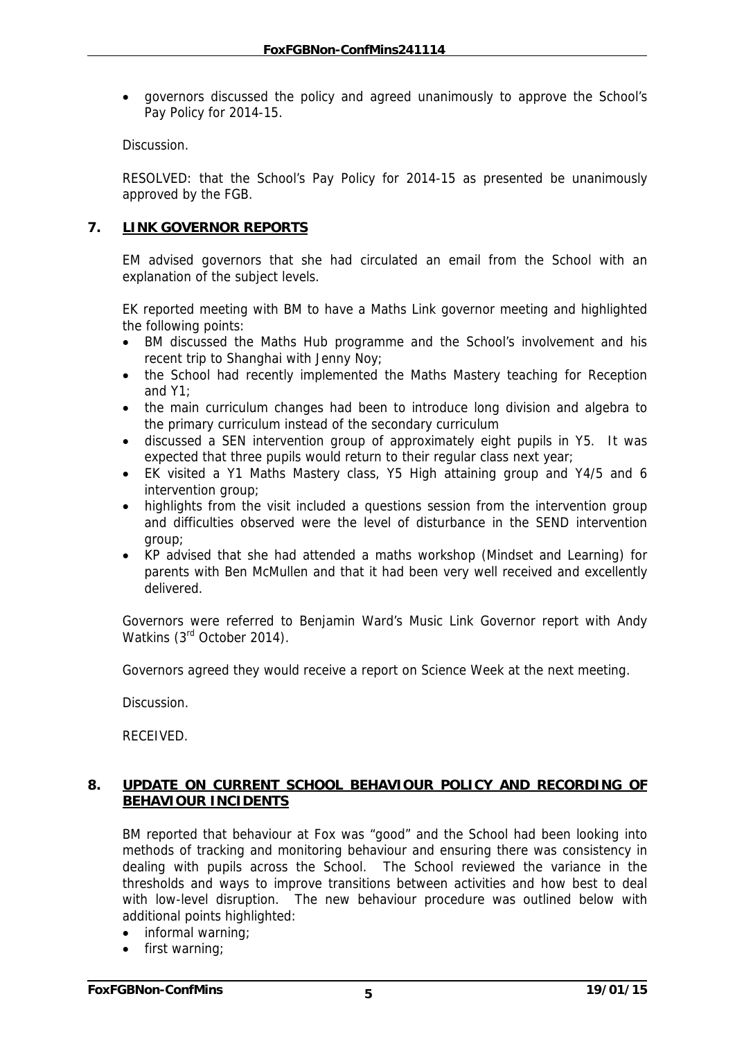- governors discussed the policy and agreed unanimously to approve the School's Pay Policy for 2014-15.

Discussion.

RESOLVED: that the School's Pay Policy for 2014-15 as presented be unanimously approved by the FGB.

## 7. LINK GOVERNOR REPORTS

EM advised governors that she had circulated an email from the School with an explanation of the subject levels.

EK reported meeting with BM to have a Maths Link governor meeting and highlighted the following points:

- BM discussed the Maths Hub programme and the School's involvement and his recent trip to Shanghai with Jenny Noy;
- the School had recently implemented the Maths Mastery teaching for Reception and Y1;
- the main curriculum changes had been to introduce long division and algebra to the primary curriculum instead of the secondary curriculum
- discussed a SEN intervention group of approximately eight pupils in Y5. It was expected that three pupils would return to their regular class next year;
- EK visited a Y1 Maths Mastery class, Y5 High attaining group and Y4/5 and 6 intervention group;
- highlights from the visit included a questions session from the intervention group and difficulties observed were the level of disturbance in the SEND intervention group;
- KP advised that she had attended a maths workshop (Mindset and Learning) for parents with Ben McMullen and that it had been very well received and excellently delivered.

Governors were referred to Benjamin Ward's Music Link Governor report with Andy Watkins (3rd October 2014).

Governors agreed they would receive a report on Science Week at the next meeting.

Discussion.

RECEIVED.

## 8. UPDATE ON CURRENT SCHOOL BEHAVIOUR POLICY AND RECORDING OF BEHAVIOUR INCIDENTS

BM reported that behaviour at Fox was "good" and the School had been looking into methods of tracking and monitoring behaviour and ensuring there was consistency in dealing with pupils across the School. The School reviewed the variance in the thresholds and ways to improve transitions between activities and how best to deal with low-level disruption. The new behaviour procedure was outlined below with additional points highlighted:

- informal warning;
- first warning;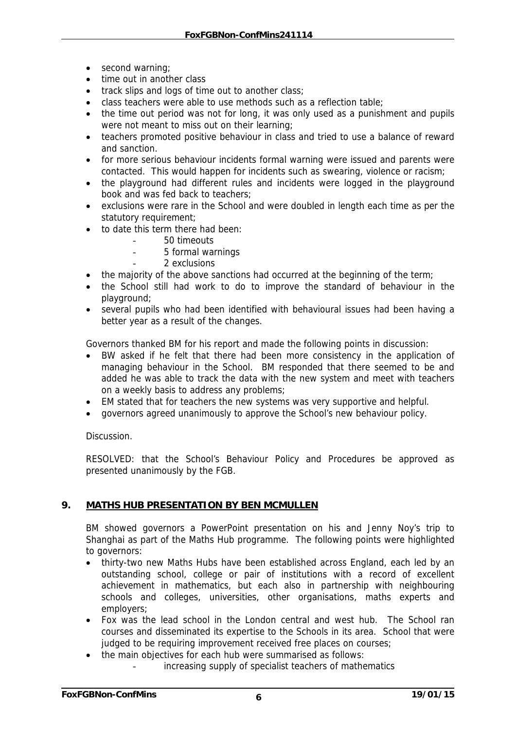- second warning;
- time out in another class
- track slips and logs of time out to another class;
- class teachers were able to use methods such as a reflection table;
- the time out period was not for long, it was only used as a punishment and pupils were not meant to miss out on their learning;
- teachers promoted positive behaviour in class and tried to use a balance of reward and sanction.
- for more serious behaviour incidents formal warning were issued and parents were contacted. This would happen for incidents such as swearing, violence or racism;
- the playground had different rules and incidents were logged in the playground book and was fed back to teachers;
- exclusions were rare in the School and were doubled in length each time as per the statutory requirement;
- to date this term there had been:
  - 50 timeouts
  - 5 formal warnings
  - 2 exclusions
- the majority of the above sanctions had occurred at the beginning of the term;
- the School still had work to do to improve the standard of behaviour in the playground;
- several pupils who had been identified with behavioural issues had been having a better year as a result of the changes.

Governors thanked BM for his report and made the following points in discussion:

- BW asked if he felt that there had been more consistency in the application of managing behaviour in the School. BM responded that there seemed to be and added he was able to track the data with the new system and meet with teachers on a weekly basis to address any problems;
- EM stated that for teachers the new systems was very supportive and helpful.
- governors agreed unanimously to approve the School's new behaviour policy.

Discussion.

RESOLVED: that the School's Behaviour Policy and Procedures be approved as presented unanimously by the FGB.

## 9. MATHS HUB PRESENTATION BY BEN MCMULLEN

BM showed governors a PowerPoint presentation on his and Jenny Noy's trip to Shanghai as part of the Maths Hub programme. The following points were highlighted to governors:

- thirty-two new Maths Hubs have been established across England, each led by an outstanding school, college or pair of institutions with a record of excellent achievement in mathematics, but each also in partnership with neighbouring schools and colleges, universities, other organisations, maths experts and employers;
- Fox was the lead school in the London central and west hub. The School ran courses and disseminated its expertise to the Schools in its area. School that were judged to be requiring improvement received free places on courses;
- the main objectives for each hub were summarised as follows:
  - increasing supply of specialist teachers of mathematics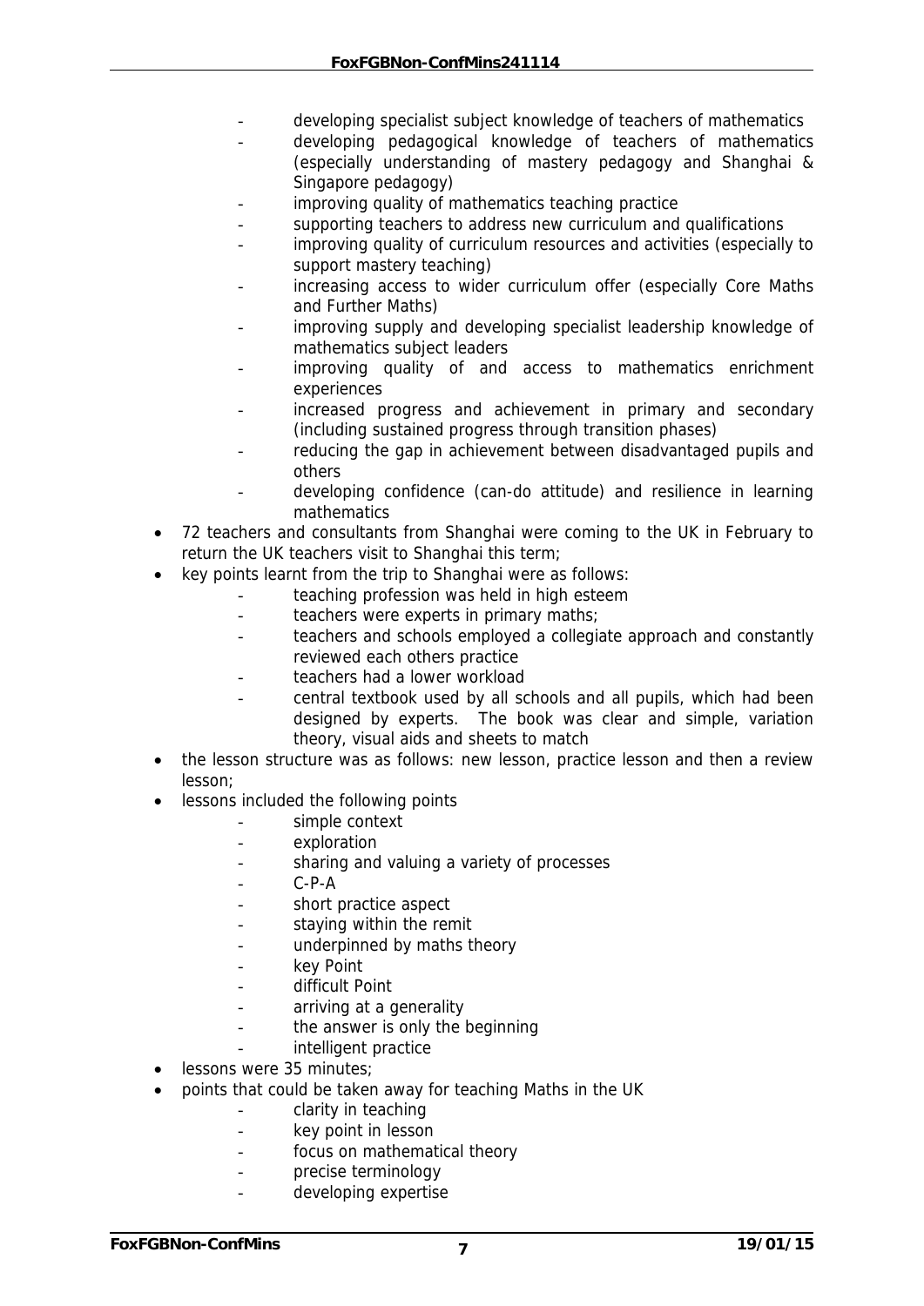- developing specialist subject knowledge of teachers of mathematics
    - developing pedagogical knowledge of teachers of mathematics (especially understanding of mastery pedagogy and Shanghai & Singapore pedagogy)
    - improving quality of mathematics teaching practice
    - supporting teachers to address new curriculum and qualifications
    - improving quality of curriculum resources and activities (especially to support mastery teaching)
    - increasing access to wider curriculum offer (especially Core Maths and Further Maths)
    - improving supply and developing specialist leadership knowledge of mathematics subject leaders
    - improving quality of and access to mathematics enrichment experiences
    - increased progress and achievement in primary and secondary (including sustained progress through transition phases)
    - reducing the gap in achievement between disadvantaged pupils and others
    - developing confidence (can-do attitude) and resilience in learning mathematics
- 72 teachers and consultants from Shanghai were coming to the UK in February to return the UK teachers visit to Shanghai this term;
- key points learnt from the trip to Shanghai were as follows:
    - teaching profession was held in high esteem
    - teachers were experts in primary maths;
    - teachers and schools employed a collegiate approach and constantly reviewed each others practice
    - teachers had a lower workload
    - central textbook used by all schools and all pupils, which had been designed by experts. The book was clear and simple, variation theory, visual aids and sheets to match
- the lesson structure was as follows: new lesson, practice lesson and then a review lesson;
- lessons included the following points
    - simple context
    - exploration
    - sharing and valuing a variety of processes
    - C-P-A
    - short practice aspect
    - staying within the remit
    - underpinned by maths theory
    - key Point
    - difficult Point
    - arriving at a generality
    - the answer is only the beginning
    - intelligent practice
- lessons were 35 minutes;
- points that could be taken away for teaching Maths in the UK
    - clarity in teaching
    - key point in lesson
    - focus on mathematical theory
    - precise terminology
    - developing expertise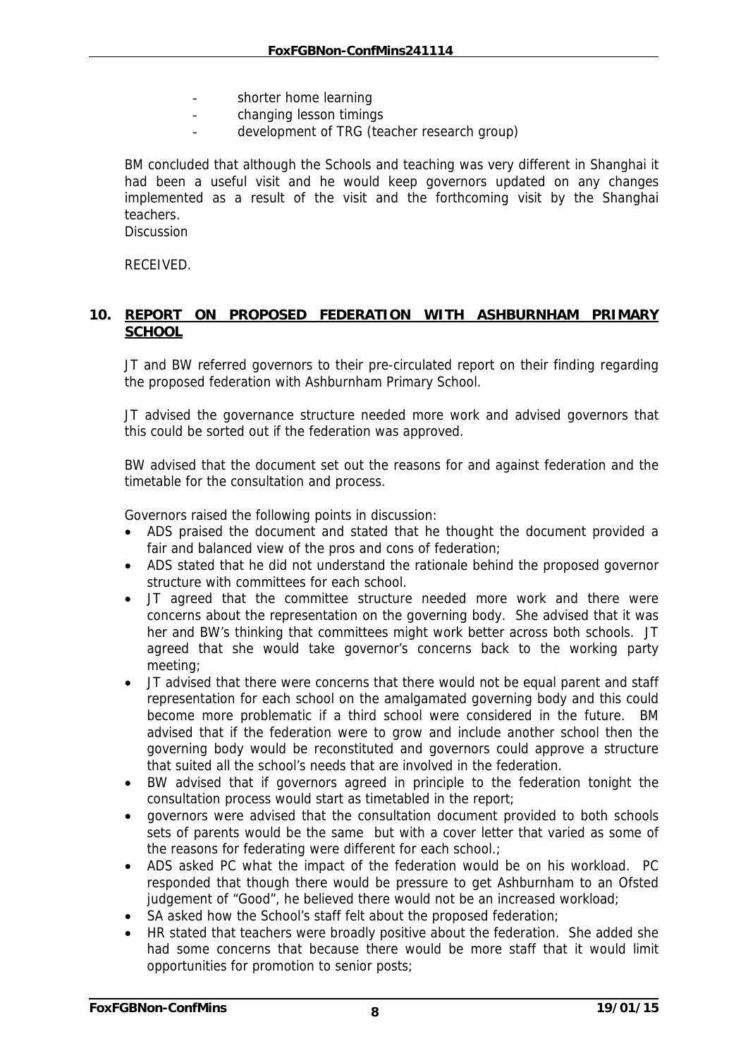- shorter home learning
- changing lesson timings
- development of TRG (teacher research group)

BM concluded that although the Schools and teaching was very different in Shanghai it had been a useful visit and he would keep governors updated on any changes implemented as a result of the visit and the forthcoming visit by the Shanghai teachers.
Discussion

RECEIVED.

## 10. REPORT ON PROPOSED FEDERATION WITH ASHBURNHAM PRIMARY SCHOOL

JT and BW referred governors to their pre-circulated report on their finding regarding the proposed federation with Ashburnham Primary School.

JT advised the governance structure needed more work and advised governors that this could be sorted out if the federation was approved.

BW advised that the document set out the reasons for and against federation and the timetable for the consultation and process.

Governors raised the following points in discussion:

- ADS praised the document and stated that he thought the document provided a fair and balanced view of the pros and cons of federation;
- ADS stated that he did not understand the rationale behind the proposed governor structure with committees for each school.
- JT agreed that the committee structure needed more work and there were concerns about the representation on the governing body. She advised that it was her and BW's thinking that committees might work better across both schools. JT agreed that she would take governor's concerns back to the working party meeting;
- JT advised that there were concerns that there would not be equal parent and staff representation for each school on the amalgamated governing body and this could become more problematic if a third school were considered in the future. BM advised that if the federation were to grow and include another school then the governing body would be reconstituted and governors could approve a structure that suited all the school's needs that are involved in the federation.
- BW advised that if governors agreed in principle to the federation tonight the consultation process would start as timetabled in the report;
- governors were advised that the consultation document provided to both schools sets of parents would be the same but with a cover letter that varied as some of the reasons for federating were different for each school.;
- ADS asked PC what the impact of the federation would be on his workload. PC responded that though there would be pressure to get Ashburnham to an Ofsted judgement of "Good", he believed there would not be an increased workload;
- SA asked how the School's staff felt about the proposed federation;
- HR stated that teachers were broadly positive about the federation. She added she had some concerns that because there would be more staff that it would limit opportunities for promotion to senior posts;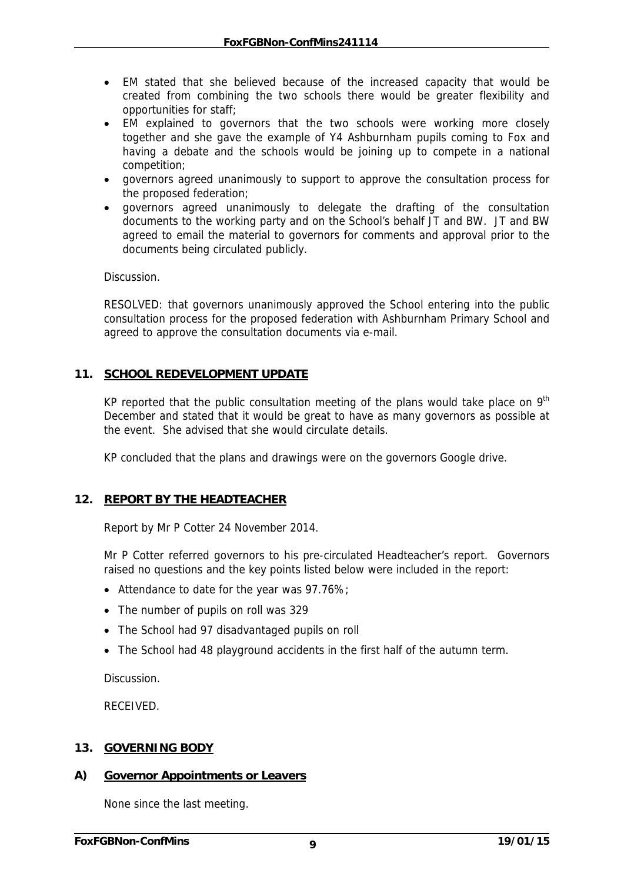- EM stated that she believed because of the increased capacity that would be created from combining the two schools there would be greater flexibility and opportunities for staff;
- EM explained to governors that the two schools were working more closely together and she gave the example of Y4 Ashburnham pupils coming to Fox and having a debate and the schools would be joining up to compete in a national competition;
- governors agreed unanimously to support to approve the consultation process for the proposed federation;
- governors agreed unanimously to delegate the drafting of the consultation documents to the working party and on the School's behalf JT and BW. JT and BW agreed to email the material to governors for comments and approval prior to the documents being circulated publicly.

Discussion.

RESOLVED: that governors unanimously approved the School entering into the public consultation process for the proposed federation with Ashburnham Primary School and agreed to approve the consultation documents via e-mail.

## 11. SCHOOL REDEVELOPMENT UPDATE

KP reported that the public consultation meeting of the plans would take place on 9th December and stated that it would be great to have as many governors as possible at the event. She advised that she would circulate details.

KP concluded that the plans and drawings were on the governors Google drive.

## 12. REPORT BY THE HEADTEACHER

Report by Mr P Cotter 24 November 2014.

Mr P Cotter referred governors to his pre-circulated Headteacher's report. Governors raised no questions and the key points listed below were included in the report:

- Attendance to date for the year was 97.76%;
- The number of pupils on roll was 329
- The School had 97 disadvantaged pupils on roll
- The School had 48 playground accidents in the first half of the autumn term.

Discussion.

RECEIVED.

## 13. GOVERNING BODY

### A) Governor Appointments or Leavers

None since the last meeting.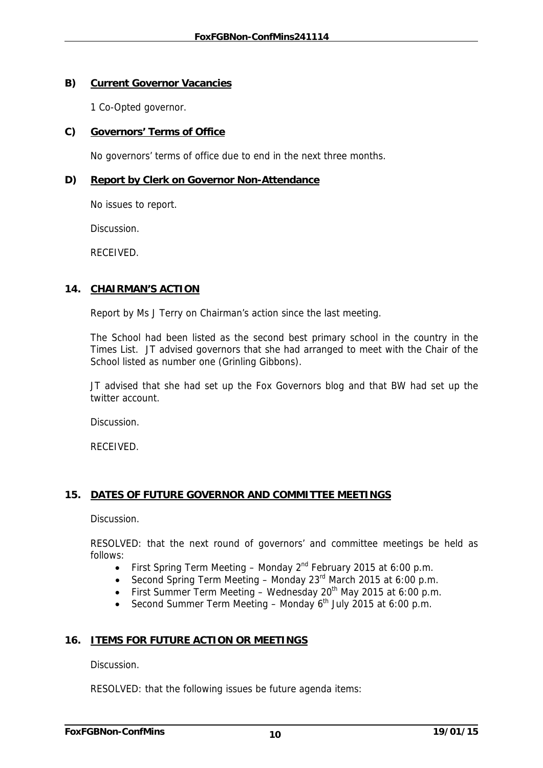**B) Current Governor Vacancies**

1 Co-Opted governor.

**C) Governors' Terms of Office**

No governors' terms of office due to end in the next three months.

**D) Report by Clerk on Governor Non-Attendance**

No issues to report.

Discussion.

RECEIVED.

## 14. CHAIRMAN'S ACTION

Report by Ms J Terry on Chairman's action since the last meeting.

The School had been listed as the second best primary school in the country in the Times List. JT advised governors that she had arranged to meet with the Chair of the School listed as number one (Grinling Gibbons).

JT advised that she had set up the Fox Governors blog and that BW had set up the twitter account.

Discussion.

RECEIVED.

## 15. DATES OF FUTURE GOVERNOR AND COMMITTEE MEETINGS

Discussion.

RESOLVED: that the next round of governors' and committee meetings be held as follows:

- First Spring Term Meeting – Monday 2nd February 2015 at 6:00 p.m.
- Second Spring Term Meeting – Monday 23rd March 2015 at 6:00 p.m.
- First Summer Term Meeting – Wednesday 20th May 2015 at 6:00 p.m.
- Second Summer Term Meeting – Monday 6th July 2015 at 6:00 p.m.

## 16. ITEMS FOR FUTURE ACTION OR MEETINGS

Discussion.

RESOLVED: that the following issues be future agenda items: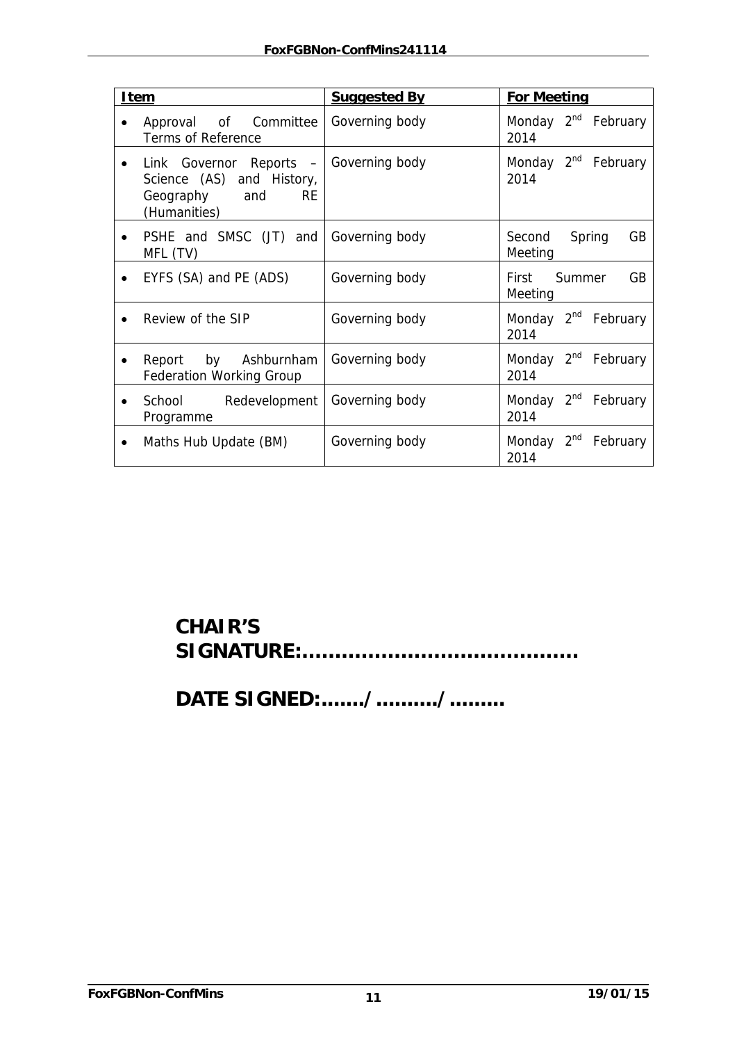| Item | Suggested By | For Meeting |
|---|---|---|
| • Approval of Committee Terms of Reference | Governing body | Monday 2nd February 2014 |
| • Link Governor Reports – Science (AS) and History, Geography and RE (Humanities) | Governing body | Monday 2nd February 2014 |
| • PSHE and SMSC (JT) and MFL (TV) | Governing body | Second Spring GB Meeting |
| • EYFS (SA) and PE (ADS) | Governing body | First Summer GB Meeting |
| • Review of the SIP | Governing body | Monday 2nd February 2014 |
| • Report by Ashburnham Federation Working Group | Governing body | Monday 2nd February 2014 |
| • School Redevelopment Programme | Governing body | Monday 2nd February 2014 |
| • Maths Hub Update (BM) | Governing body | Monday 2nd February 2014 |

**CHAIR'S SIGNATURE:……………………………………**

**DATE SIGNED:……./………./………**